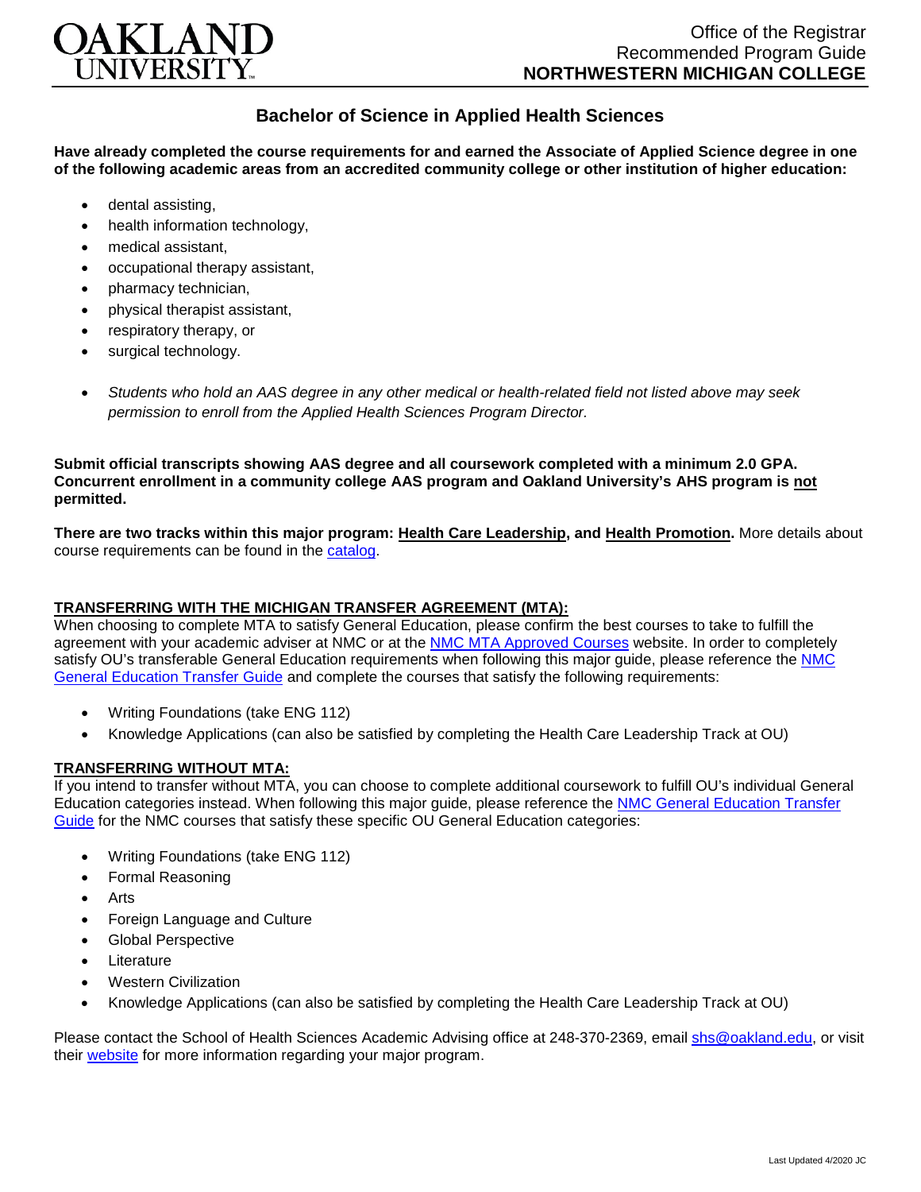# OAKLAND UNIVERSITY

Office of the Registrar
Recommended Program Guide
**NORTHWESTERN MICHIGAN COLLEGE**

## Bachelor of Science in Applied Health Sciences

**Have already completed the course requirements for and earned the Associate of Applied Science degree in one of the following academic areas from an accredited community college or other institution of higher education:**

- dental assisting,
- health information technology,
- medical assistant,
- occupational therapy assistant,
- pharmacy technician,
- physical therapist assistant,
- respiratory therapy, or
- surgical technology.
- *Students who hold an AAS degree in any other medical or health-related field not listed above may seek permission to enroll from the Applied Health Sciences Program Director.*

**Submit official transcripts showing AAS degree and all coursework completed with a minimum 2.0 GPA. Concurrent enrollment in a community college AAS program and Oakland University's AHS program is not permitted.**

**There are two tracks within this major program: Health Care Leadership, and Health Promotion.** More details about course requirements can be found in the catalog.

### TRANSFERRING WITH THE MICHIGAN TRANSFER AGREEMENT (MTA):

When choosing to complete MTA to satisfy General Education, please confirm the best courses to take to fulfill the agreement with your academic adviser at NMC or at the NMC MTA Approved Courses website. In order to completely satisfy OU's transferable General Education requirements when following this major guide, please reference the NMC General Education Transfer Guide and complete the courses that satisfy the following requirements:

- Writing Foundations (take ENG 112)
- Knowledge Applications (can also be satisfied by completing the Health Care Leadership Track at OU)

### TRANSFERRING WITHOUT MTA:

If you intend to transfer without MTA, you can choose to complete additional coursework to fulfill OU's individual General Education categories instead. When following this major guide, please reference the NMC General Education Transfer Guide for the NMC courses that satisfy these specific OU General Education categories:

- Writing Foundations (take ENG 112)
- Formal Reasoning
- Arts
- Foreign Language and Culture
- Global Perspective
- Literature
- Western Civilization
- Knowledge Applications (can also be satisfied by completing the Health Care Leadership Track at OU)

Please contact the School of Health Sciences Academic Advising office at 248-370-2369, email shs@oakland.edu, or visit their website for more information regarding your major program.

Last Updated 4/2020 JC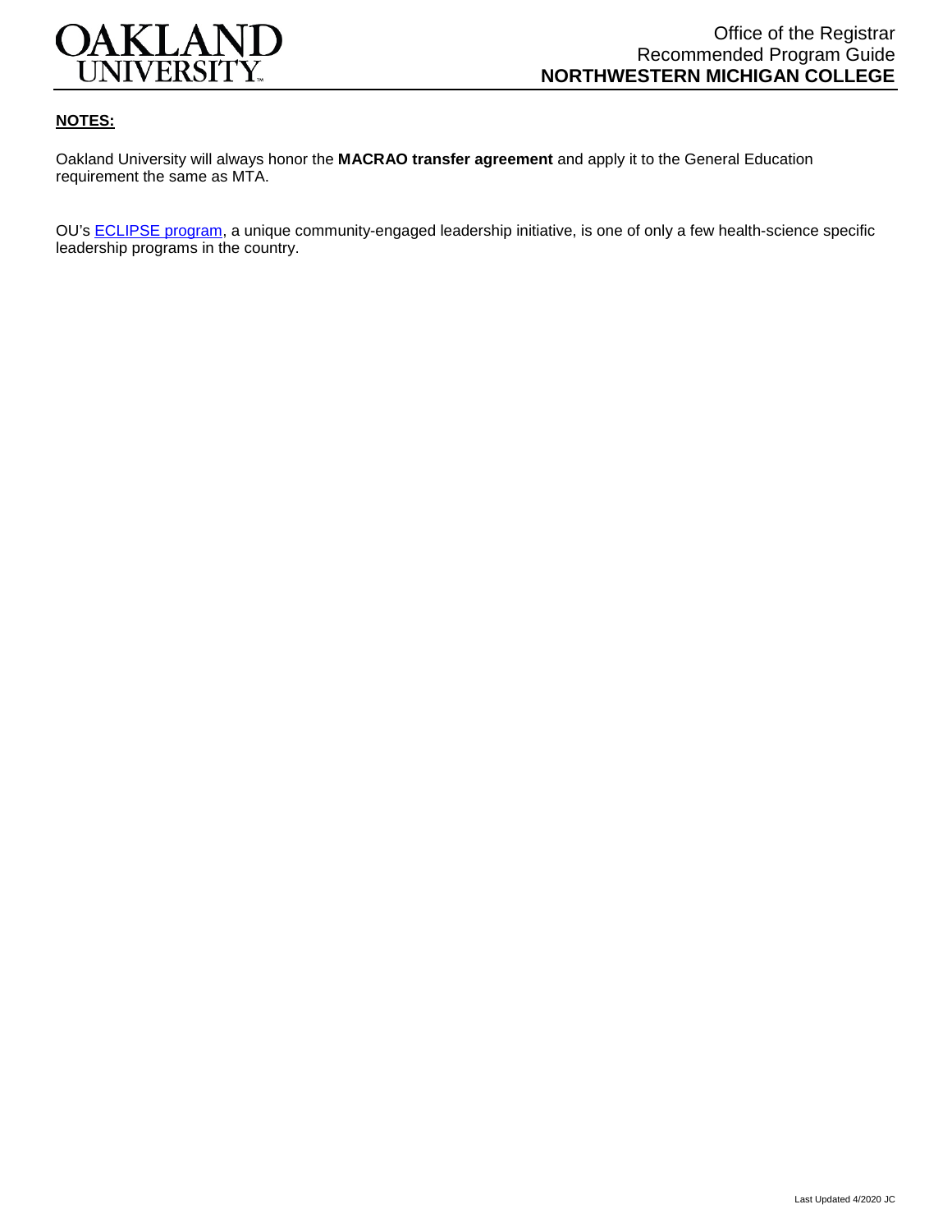**NOTES:**

Oakland University will always honor the **MACRAO transfer agreement** and apply it to the General Education requirement the same as MTA.

OU's ECLIPSE program, a unique community-engaged leadership initiative, is one of only a few health-science specific leadership programs in the country.